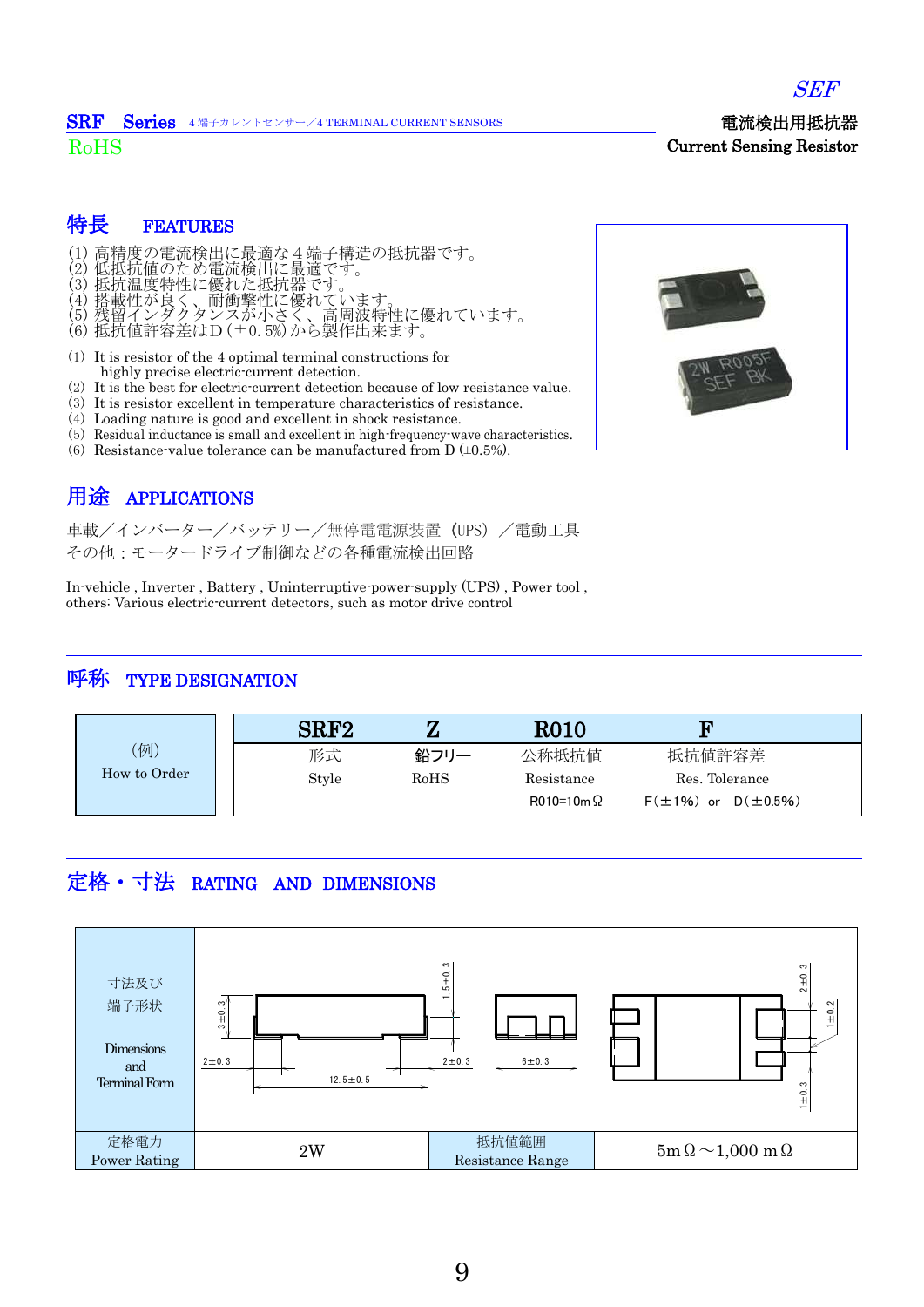# SEF

**SRF Series** 4端子カレントセンサー／4 TERMINAL CURRENT SENSORS

RoHS

電流検出用抵抗器
**Current Sensing Resistor**

## 特長　FEATURES

(1) 高精度の電流検出に最適な４端子構造の抵抗器です。
(2) 低抵抗値のため電流検出に最適です。
(3) 抵抗温度特性に優れた抵抗器です。
(4) 搭載性が良く、耐衝撃性に優れています。
(5) 残留インダクタンスが小さく、高周波特性に優れています。
(6) 抵抗値許容差はD(±0.5%)から製作出来ます。

(1) It is resistor of the 4 optimal terminal constructions for highly precise electric-current detection.
(2) It is the best for electric-current detection because of low resistance value.
(3) It is resistor excellent in temperature characteristics of resistance.
(4) Loading nature is good and excellent in shock resistance.
(5) Residual inductance is small and excellent in high-frequency-wave characteristics.
(6) Resistance-value tolerance can be manufactured from D (±0.5%).

## 用途　APPLICATIONS

車載／インバーター／バッテリー／無停電電源装置（UPS）／電動工具
その他：モータードライブ制御などの各種電流検出回路

In-vehicle , Inverter , Battery , Uninterruptive-power-supply (UPS) , Power tool ,
others: Various electric-current detectors, such as motor drive control

## 呼称　TYPE DESIGNATION

| (例) How to Order | SRF2 | Z | R010 | F |
|---|---|---|---|---|
| | 形式 Style | 鉛フリー RoHS | 公称抵抗値 Resistance R010=10mΩ | 抵抗値許容差 Res. Tolerance F(±1%) or D(±0.5%) |

## 定格・寸法　RATING AND DIMENSIONS

| 寸法及び端子形状 Dimensions and Terminal Form | 12.5±0.5 / 3±0.3 / 2±0.3 / 1.5±0.3 / 2±0.3 / 6±0.3 / 2±0.3 / 1±0.2 / 1±0.3 | | |
|---|---|---|---|
| 定格電力 Power Rating | 2W | 抵抗値範囲 Resistance Range | 5mΩ～1,000 mΩ |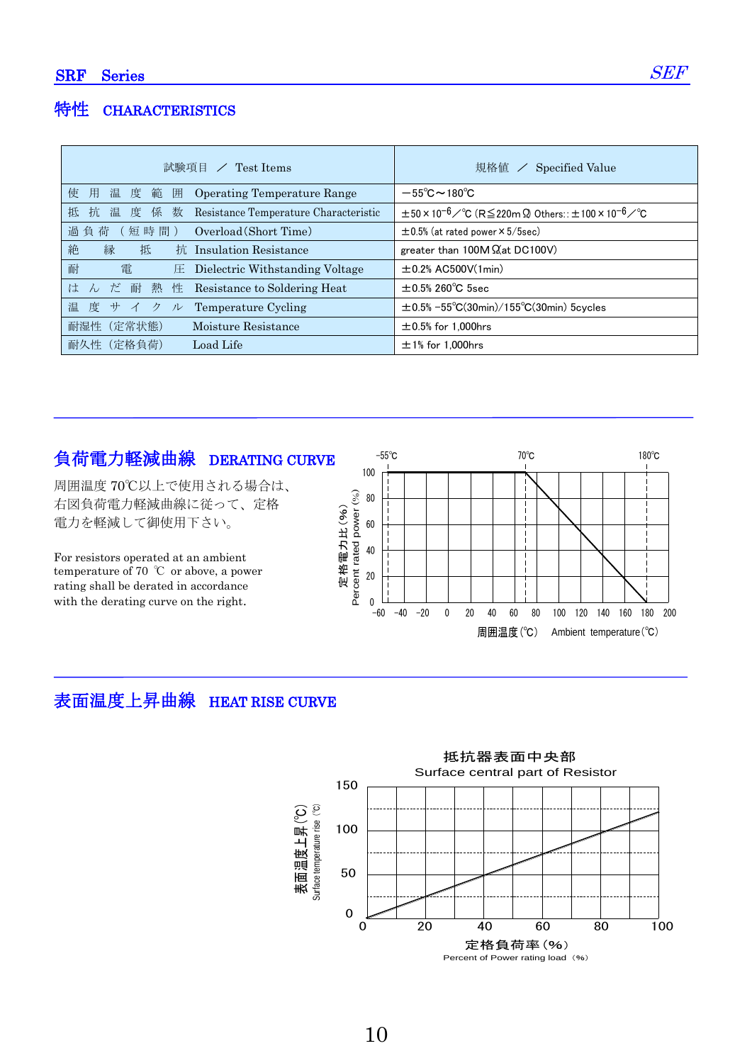## 特性　CHARACTERISTICS

| 試験項目　／　Test Items | | 規格値　／　Specified Value |
|---|---|---|
| 使用温度範囲 | Operating Temperature Range | −55℃～180℃ |
| 抵抗温度係数 | Resistance Temperature Characteristic | ±50×$10^{-6}$／℃ (R≦220mΩ) Others:：±100×$10^{-6}$／℃ |
| 過負荷（短時間） | Overload (Short Time) | ±0.5% (at rated power×5/5sec) |
| 絶縁抵抗 | Insulation Resistance | greater than 100MΩ(at DC100V) |
| 耐電圧 | Dielectric Withstanding Voltage | ±0.2% AC500V(1min) |
| はんだ耐熱性 | Resistance to Soldering Heat | ±0.5% 260℃ 5sec |
| 温度サイクル | Temperature Cycling | ±0.5% −55℃(30min)/155℃(30min) 5cycles |
| 耐湿性（定常状態） | Moisture Resistance | ±0.5% for 1,000hrs |
| 耐久性（定格負荷） | Load Life | ±1% for 1,000hrs |

## 負荷電力軽減曲線　DERATING CURVE

周囲温度 70℃以上で使用される場合は、右図負荷電力軽減曲線に従って、定格電力を軽減して御使用下さい。

For resistors operated at an ambient temperature of 70 ℃ or above, a power rating shall be derated in accordance with the derating curve on the right.

-55℃　70℃　180℃

定格電力比(%)　Percent rated power (%)

100　80　60　40　20　0

-60　-40　-20　0　20　40　60　80　100　120　140　160　180　200

周囲温度(℃)　Ambient temperature(℃)

## 表面温度上昇曲線　HEAT RISE CURVE

抵抗器表面中央部
Surface central part of Resistor

表面温度上昇(℃)　Surface temperature rise (℃)

150　100　50　0

0　20　40　60　80　100

定格負荷率(%)
Percent of Power rating load (%)